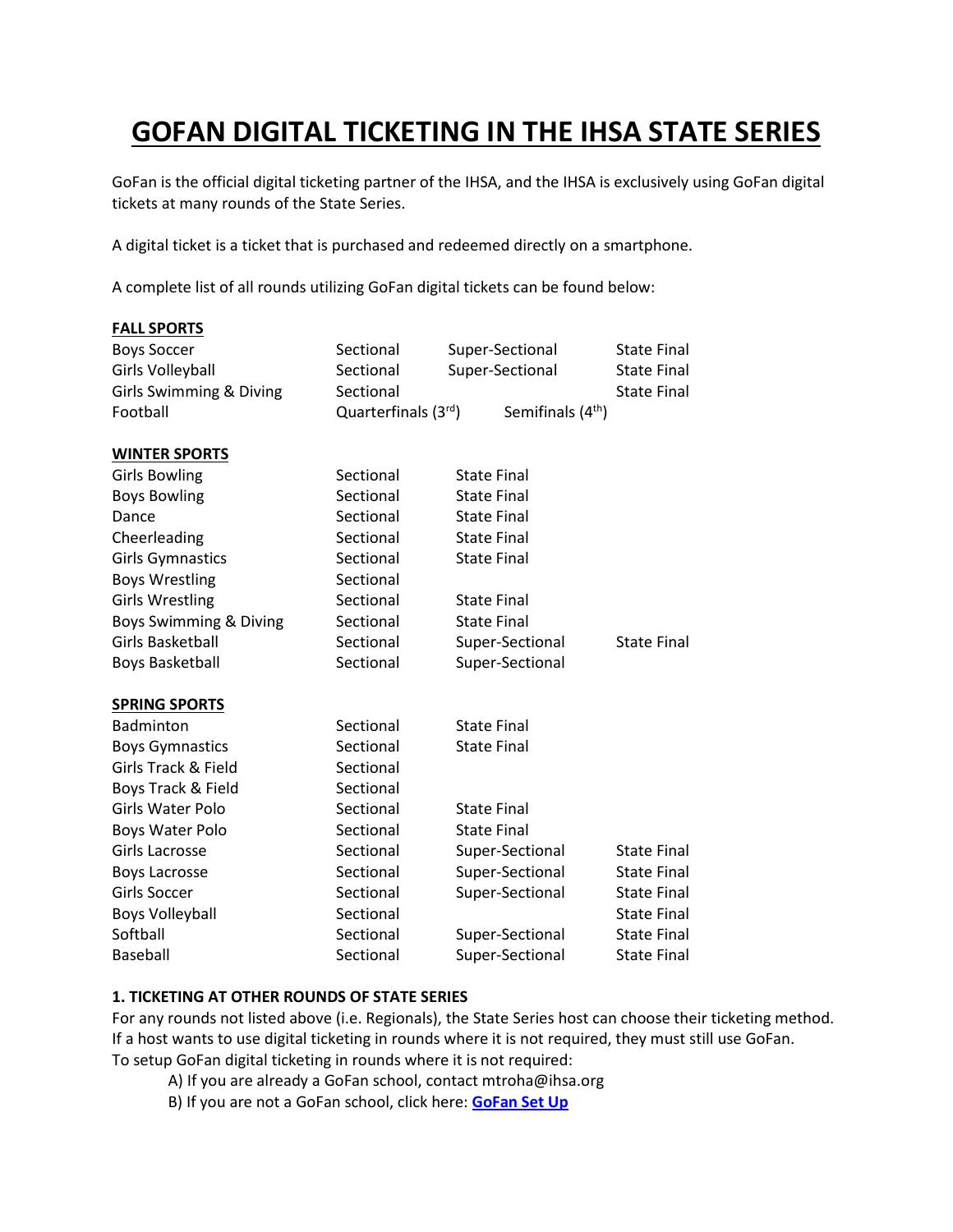# GOFAN DIGITAL TICKETING IN THE IHSA STATE SERIES

GoFan is the official digital ticketing partner of the IHSA, and the IHSA is exclusively using GoFan digital tickets at many rounds of the State Series.

A digital ticket is a ticket that is purchased and redeemed directly on a smartphone.

A complete list of all rounds utilizing GoFan digital tickets can be found below:

**FALL SPORTS**

| | | | |
|---|---|---|---|
| Boys Soccer | Sectional | Super-Sectional | State Final |
| Girls Volleyball | Sectional | Super-Sectional | State Final |
| Girls Swimming & Diving | Sectional | | State Final |
| Football | Quarterfinals (3rd) | Semifinals (4th) | |

**WINTER SPORTS**

| | | | |
|---|---|---|---|
| Girls Bowling | Sectional | State Final | |
| Boys Bowling | Sectional | State Final | |
| Dance | Sectional | State Final | |
| Cheerleading | Sectional | State Final | |
| Girls Gymnastics | Sectional | State Final | |
| Boys Wrestling | Sectional | | |
| Girls Wrestling | Sectional | State Final | |
| Boys Swimming & Diving | Sectional | State Final | |
| Girls Basketball | Sectional | Super-Sectional | State Final |
| Boys Basketball | Sectional | Super-Sectional | |

**SPRING SPORTS**

| | | | |
|---|---|---|---|
| Badminton | Sectional | State Final | |
| Boys Gymnastics | Sectional | State Final | |
| Girls Track & Field | Sectional | | |
| Boys Track & Field | Sectional | | |
| Girls Water Polo | Sectional | State Final | |
| Boys Water Polo | Sectional | State Final | |
| Girls Lacrosse | Sectional | Super-Sectional | State Final |
| Boys Lacrosse | Sectional | Super-Sectional | State Final |
| Girls Soccer | Sectional | Super-Sectional | State Final |
| Boys Volleyball | Sectional | | State Final |
| Softball | Sectional | Super-Sectional | State Final |
| Baseball | Sectional | Super-Sectional | State Final |

**1. TICKETING AT OTHER ROUNDS OF STATE SERIES**

For any rounds not listed above (i.e. Regionals), the State Series host can choose their ticketing method. If a host wants to use digital ticketing in rounds where it is not required, they must still use GoFan. To setup GoFan digital ticketing in rounds where it is not required:

- A) If you are already a GoFan school, contact mtroha@ihsa.org
- B) If you are not a GoFan school, click here: **GoFan Set Up**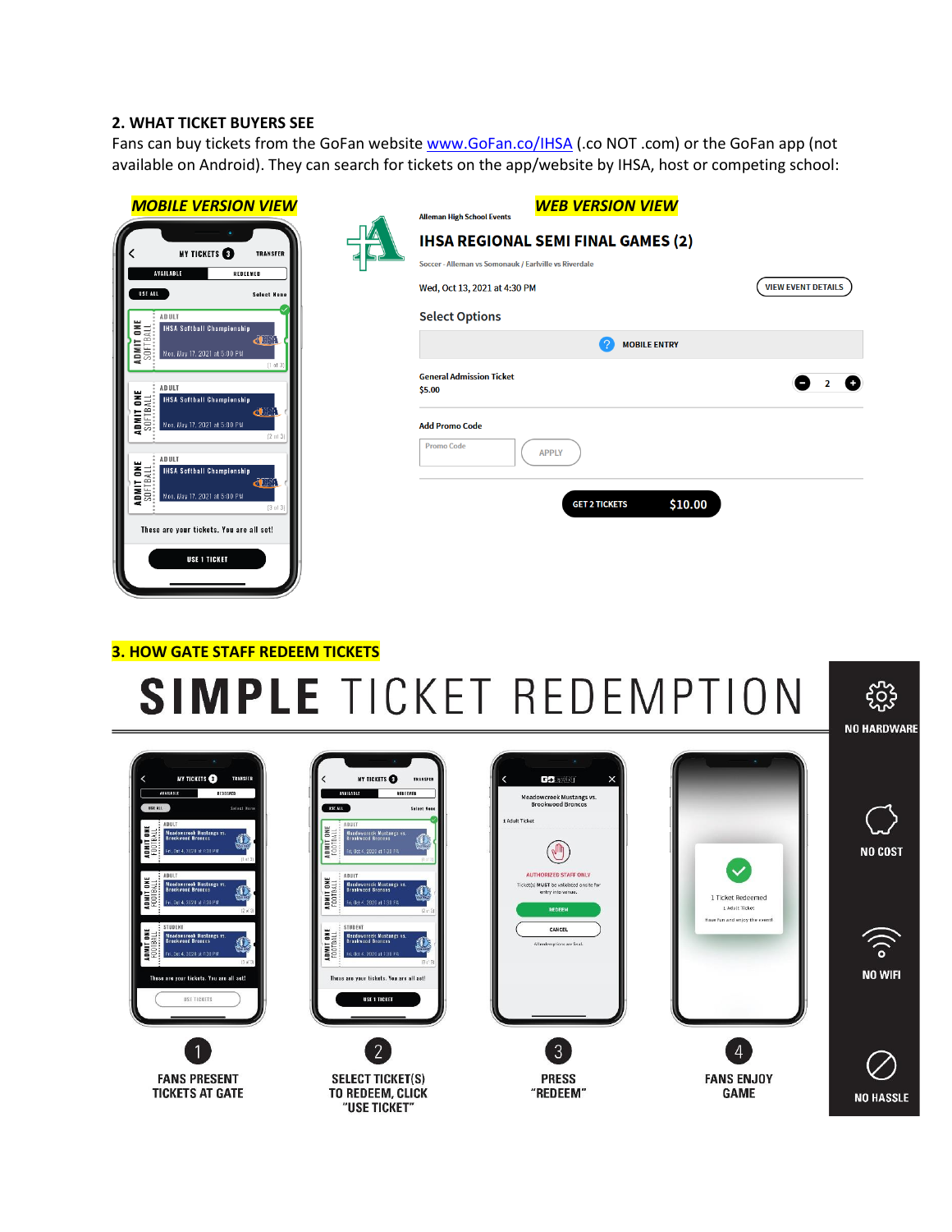## 2. WHAT TICKET BUYERS SEE

Fans can buy tickets from the GoFan website [www.GoFan.co/IHSA](http://www.GoFan.co/IHSA) (.co NOT .com) or the GoFan app (not available on Android). They can search for tickets on the app/website by IHSA, host or competing school:

***MOBILE VERSION VIEW***

***WEB VERSION VIEW***

Alleman High School Events

**IHSA REGIONAL SEMI FINAL GAMES (2)**

Soccer - Alleman vs Somonauk / Earlville vs Riverdale

Wed, Oct 13, 2021 at 4:30 PM

VIEW EVENT DETAILS

Select Options

MOBILE ENTRY

General Admission Ticket
$5.00

2

Add Promo Code

Promo Code

APPLY

GET 2 TICKETS $10.00

## 3. HOW GATE STAFF REDEEM TICKETS

# SIMPLE TICKET REDEMPTION

1. FANS PRESENT TICKETS AT GATE
2. SELECT TICKET(S) TO REDEEM, CLICK "USE TICKET"
3. PRESS "REDEEM"
4. FANS ENJOY GAME

NO HARDWARE

NO COST

NO WIFI

NO HASSLE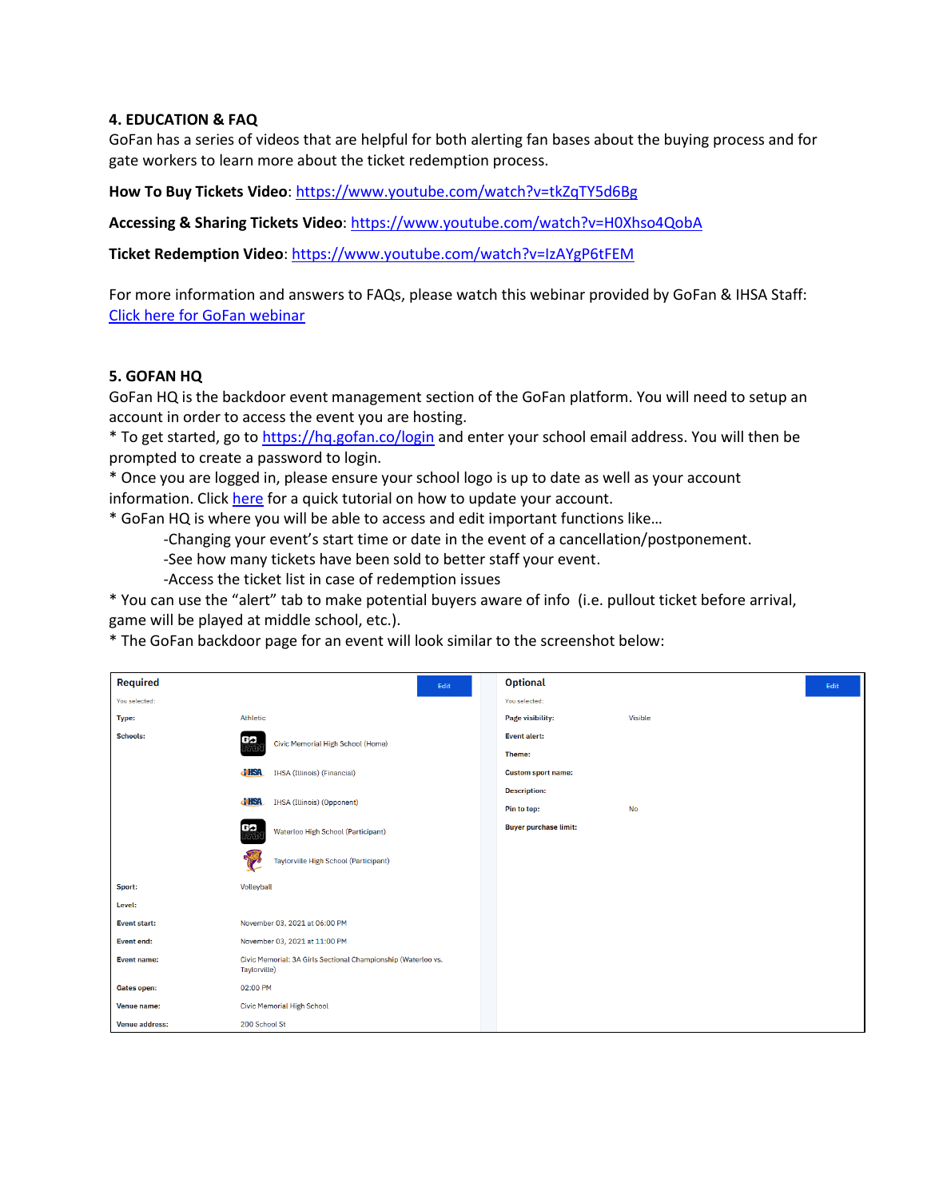**4. EDUCATION & FAQ**

GoFan has a series of videos that are helpful for both alerting fan bases about the buying process and for gate workers to learn more about the ticket redemption process.

**How To Buy Tickets Video**: https://www.youtube.com/watch?v=tkZqTY5d6Bg

**Accessing & Sharing Tickets Video**: https://www.youtube.com/watch?v=H0Xhso4QobA

**Ticket Redemption Video**: https://www.youtube.com/watch?v=IzAYgP6tFEM

For more information and answers to FAQs, please watch this webinar provided by GoFan & IHSA Staff: Click here for GoFan webinar

**5. GOFAN HQ**

GoFan HQ is the backdoor event management section of the GoFan platform. You will need to setup an account in order to access the event you are hosting.

* To get started, go to https://hq.gofan.co/login and enter your school email address. You will then be prompted to create a password to login.
* Once you are logged in, please ensure your school logo is up to date as well as your account information. Click here for a quick tutorial on how to update your account.
* GoFan HQ is where you will be able to access and edit important functions like…
    - Changing your event's start time or date in the event of a cancellation/postponement.
    - See how many tickets have been sold to better staff your event.
    - Access the ticket list in case of redemption issues
* You can use the "alert" tab to make potential buyers aware of info (i.e. pullout ticket before arrival, game will be played at middle school, etc.).
* The GoFan backdoor page for an event will look similar to the screenshot below:

| Required | Edit |
|---|---|
| You selected: | |
| Type: | Athletic |
| Schools: | Civic Memorial High School (Home) |
| | IHSA (Illinois) (Financial) |
| | IHSA (Illinois) (Opponent) |
| | Waterloo High School (Participant) |
| | Taylorville High School (Participant) |
| Sport: | Volleyball |
| Level: | |
| Event start: | November 03, 2021 at 06:00 PM |
| Event end: | November 03, 2021 at 11:00 PM |
| Event name: | Civic Memorial: 3A Girls Sectional Championship (Waterloo vs. Taylorville) |
| Gates open: | 02:00 PM |
| Venue name: | Civic Memorial High School |
| Venue address: | 200 School St |

| Optional | Edit |
|---|---|
| You selected: | |
| Page visibility: | Visible |
| Event alert: | |
| Theme: | |
| Custom sport name: | |
| Description: | |
| Pin to top: | No |
| Buyer purchase limit: | |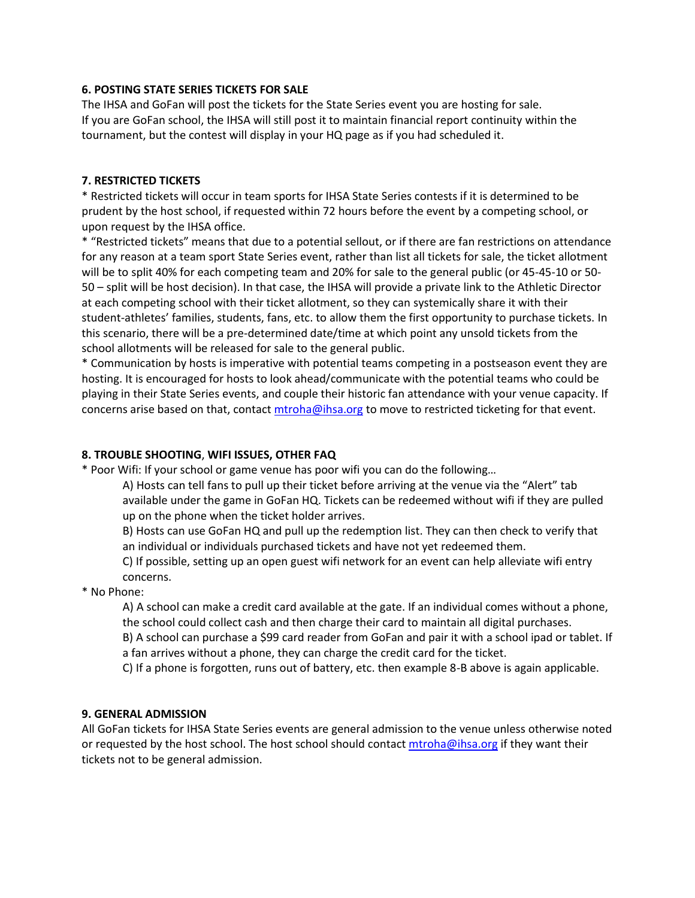**6. POSTING STATE SERIES TICKETS FOR SALE**

The IHSA and GoFan will post the tickets for the State Series event you are hosting for sale. If you are GoFan school, the IHSA will still post it to maintain financial report continuity within the tournament, but the contest will display in your HQ page as if you had scheduled it.

**7. RESTRICTED TICKETS**

* Restricted tickets will occur in team sports for IHSA State Series contests if it is determined to be prudent by the host school, if requested within 72 hours before the event by a competing school, or upon request by the IHSA office.

* "Restricted tickets" means that due to a potential sellout, or if there are fan restrictions on attendance for any reason at a team sport State Series event, rather than list all tickets for sale, the ticket allotment will be to split 40% for each competing team and 20% for sale to the general public (or 45-45-10 or 50-50 – split will be host decision). In that case, the IHSA will provide a private link to the Athletic Director at each competing school with their ticket allotment, so they can systemically share it with their student-athletes' families, students, fans, etc. to allow them the first opportunity to purchase tickets. In this scenario, there will be a pre-determined date/time at which point any unsold tickets from the school allotments will be released for sale to the general public.

* Communication by hosts is imperative with potential teams competing in a postseason event they are hosting. It is encouraged for hosts to look ahead/communicate with the potential teams who could be playing in their State Series events, and couple their historic fan attendance with your venue capacity. If concerns arise based on that, contact mtroha@ihsa.org to move to restricted ticketing for that event.

**8. TROUBLE SHOOTING, WIFI ISSUES, OTHER FAQ**

* Poor Wifi: If your school or game venue has poor wifi you can do the following…

    A) Hosts can tell fans to pull up their ticket before arriving at the venue via the "Alert" tab available under the game in GoFan HQ. Tickets can be redeemed without wifi if they are pulled up on the phone when the ticket holder arrives.

    B) Hosts can use GoFan HQ and pull up the redemption list. They can then check to verify that an individual or individuals purchased tickets and have not yet redeemed them.

    C) If possible, setting up an open guest wifi network for an event can help alleviate wifi entry concerns.

* No Phone:

    A) A school can make a credit card available at the gate. If an individual comes without a phone, the school could collect cash and then charge their card to maintain all digital purchases.

    B) A school can purchase a $99 card reader from GoFan and pair it with a school ipad or tablet. If a fan arrives without a phone, they can charge the credit card for the ticket.

    C) If a phone is forgotten, runs out of battery, etc. then example 8-B above is again applicable.

**9. GENERAL ADMISSION**

All GoFan tickets for IHSA State Series events are general admission to the venue unless otherwise noted or requested by the host school. The host school should contact mtroha@ihsa.org if they want their tickets not to be general admission.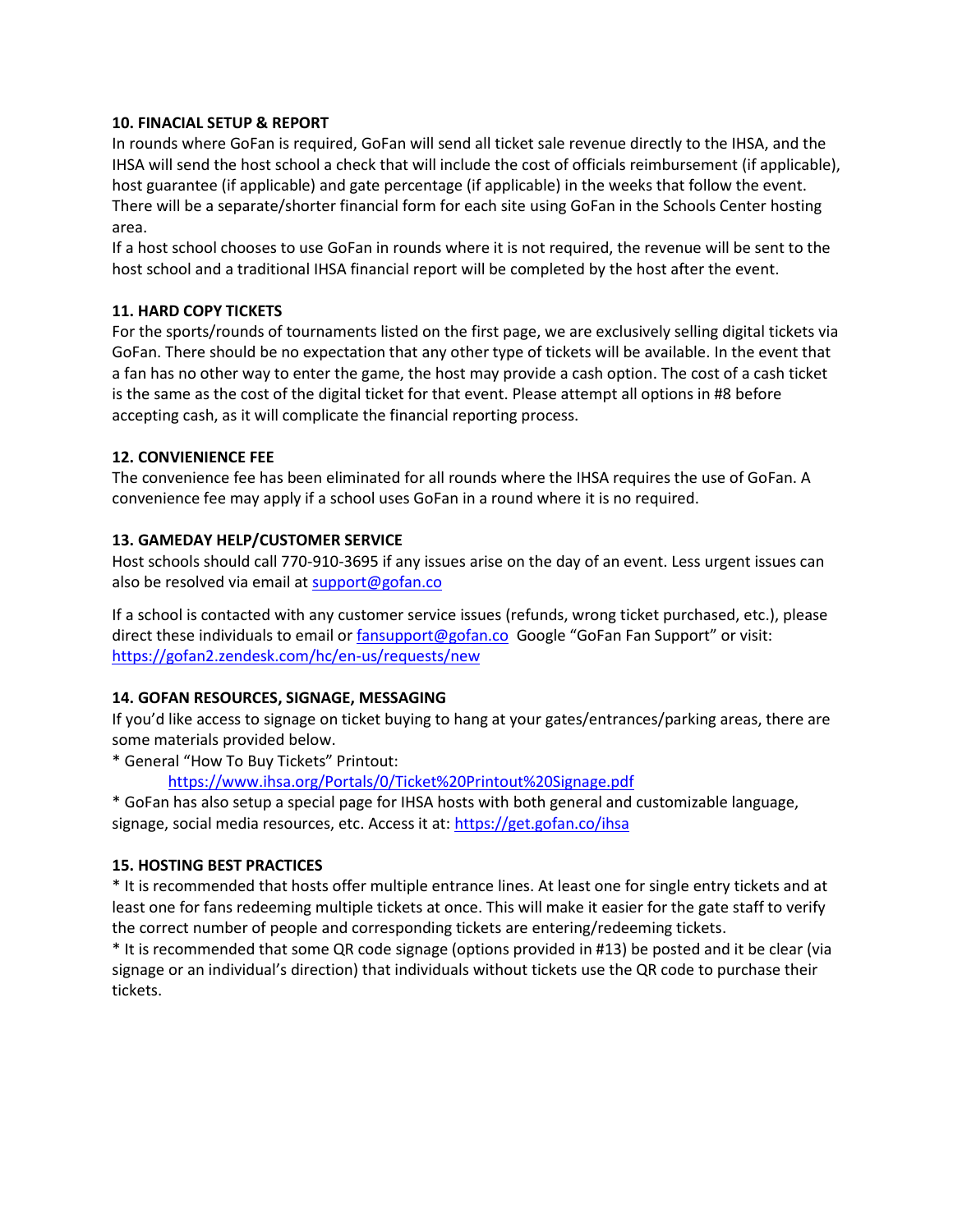**10. FINACIAL SETUP & REPORT**

In rounds where GoFan is required, GoFan will send all ticket sale revenue directly to the IHSA, and the IHSA will send the host school a check that will include the cost of officials reimbursement (if applicable), host guarantee (if applicable) and gate percentage (if applicable) in the weeks that follow the event. There will be a separate/shorter financial form for each site using GoFan in the Schools Center hosting area.

If a host school chooses to use GoFan in rounds where it is not required, the revenue will be sent to the host school and a traditional IHSA financial report will be completed by the host after the event.

**11. HARD COPY TICKETS**

For the sports/rounds of tournaments listed on the first page, we are exclusively selling digital tickets via GoFan. There should be no expectation that any other type of tickets will be available. In the event that a fan has no other way to enter the game, the host may provide a cash option. The cost of a cash ticket is the same as the cost of the digital ticket for that event. Please attempt all options in #8 before accepting cash, as it will complicate the financial reporting process.

**12. CONVIENIENCE FEE**

The convenience fee has been eliminated for all rounds where the IHSA requires the use of GoFan. A convenience fee may apply if a school uses GoFan in a round where it is no required.

**13. GAMEDAY HELP/CUSTOMER SERVICE**

Host schools should call 770-910-3695 if any issues arise on the day of an event. Less urgent issues can also be resolved via email at support@gofan.co

If a school is contacted with any customer service issues (refunds, wrong ticket purchased, etc.), please direct these individuals to email or fansupport@gofan.co Google "GoFan Fan Support" or visit: https://gofan2.zendesk.com/hc/en-us/requests/new

**14. GOFAN RESOURCES, SIGNAGE, MESSAGING**

If you'd like access to signage on ticket buying to hang at your gates/entrances/parking areas, there are some materials provided below.

* General "How To Buy Tickets" Printout:
  https://www.ihsa.org/Portals/0/Ticket%20Printout%20Signage.pdf
* GoFan has also setup a special page for IHSA hosts with both general and customizable language, signage, social media resources, etc. Access it at: https://get.gofan.co/ihsa

**15. HOSTING BEST PRACTICES**

* It is recommended that hosts offer multiple entrance lines. At least one for single entry tickets and at least one for fans redeeming multiple tickets at once. This will make it easier for the gate staff to verify the correct number of people and corresponding tickets are entering/redeeming tickets.
* It is recommended that some QR code signage (options provided in #13) be posted and it be clear (via signage or an individual's direction) that individuals without tickets use the QR code to purchase their tickets.